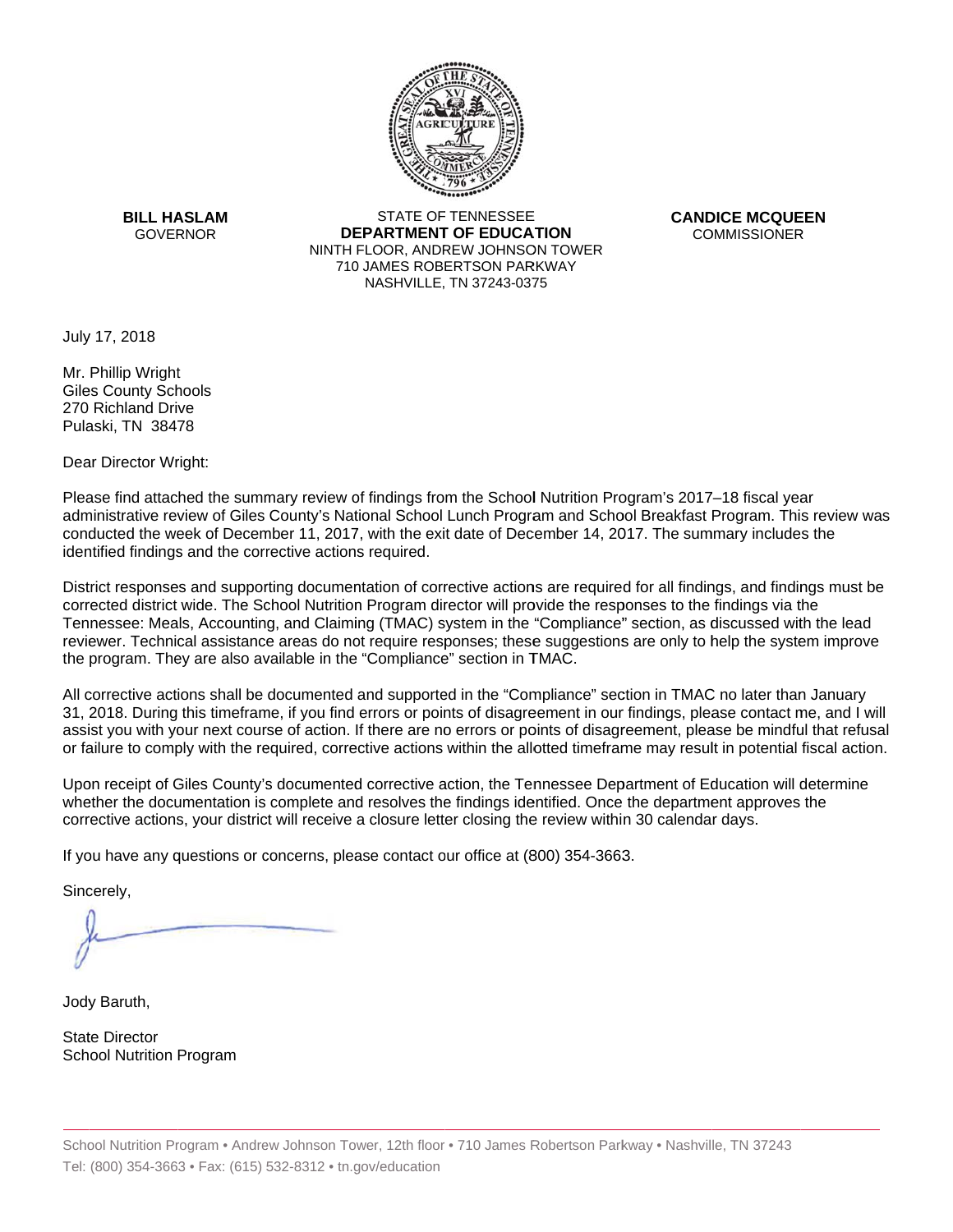**BILL HASLAM**
GOVERNOR

STATE OF TENNESSEE
**DEPARTMENT OF EDUCATION**
NINTH FLOOR, ANDREW JOHNSON TOWER
710 JAMES ROBERTSON PARKWAY
NASHVILLE, TN 37243-0375

**CANDICE MCQUEEN**
COMMISSIONER

July 17, 2018

Mr. Phillip Wright
Giles County Schools
270 Richland Drive
Pulaski, TN 38478

Dear Director Wright:

Please find attached the summary review of findings from the School Nutrition Program's 2017–18 fiscal year administrative review of Giles County's National School Lunch Program and School Breakfast Program. This review was conducted the week of December 11, 2017, with the exit date of December 14, 2017. The summary includes the identified findings and the corrective actions required.

District responses and supporting documentation of corrective actions are required for all findings, and findings must be corrected district wide. The School Nutrition Program director will provide the responses to the findings via the Tennessee: Meals, Accounting, and Claiming (TMAC) system in the "Compliance" section, as discussed with the lead reviewer. Technical assistance areas do not require responses; these suggestions are only to help the system improve the program. They are also available in the "Compliance" section in TMAC.

All corrective actions shall be documented and supported in the "Compliance" section in TMAC no later than January 31, 2018. During this timeframe, if you find errors or points of disagreement in our findings, please contact me, and I will assist you with your next course of action. If there are no errors or points of disagreement, please be mindful that refusal or failure to comply with the required, corrective actions within the allotted timeframe may result in potential fiscal action.

Upon receipt of Giles County's documented corrective action, the Tennessee Department of Education will determine whether the documentation is complete and resolves the findings identified. Once the department approves the corrective actions, your district will receive a closure letter closing the review within 30 calendar days.

If you have any questions or concerns, please contact our office at (800) 354-3663.

Sincerely,

Jody Baruth,

State Director
School Nutrition Program

School Nutrition Program • Andrew Johnson Tower, 12th floor • 710 James Robertson Parkway • Nashville, TN 37243
Tel: (800) 354-3663 • Fax: (615) 532-8312 • tn.gov/education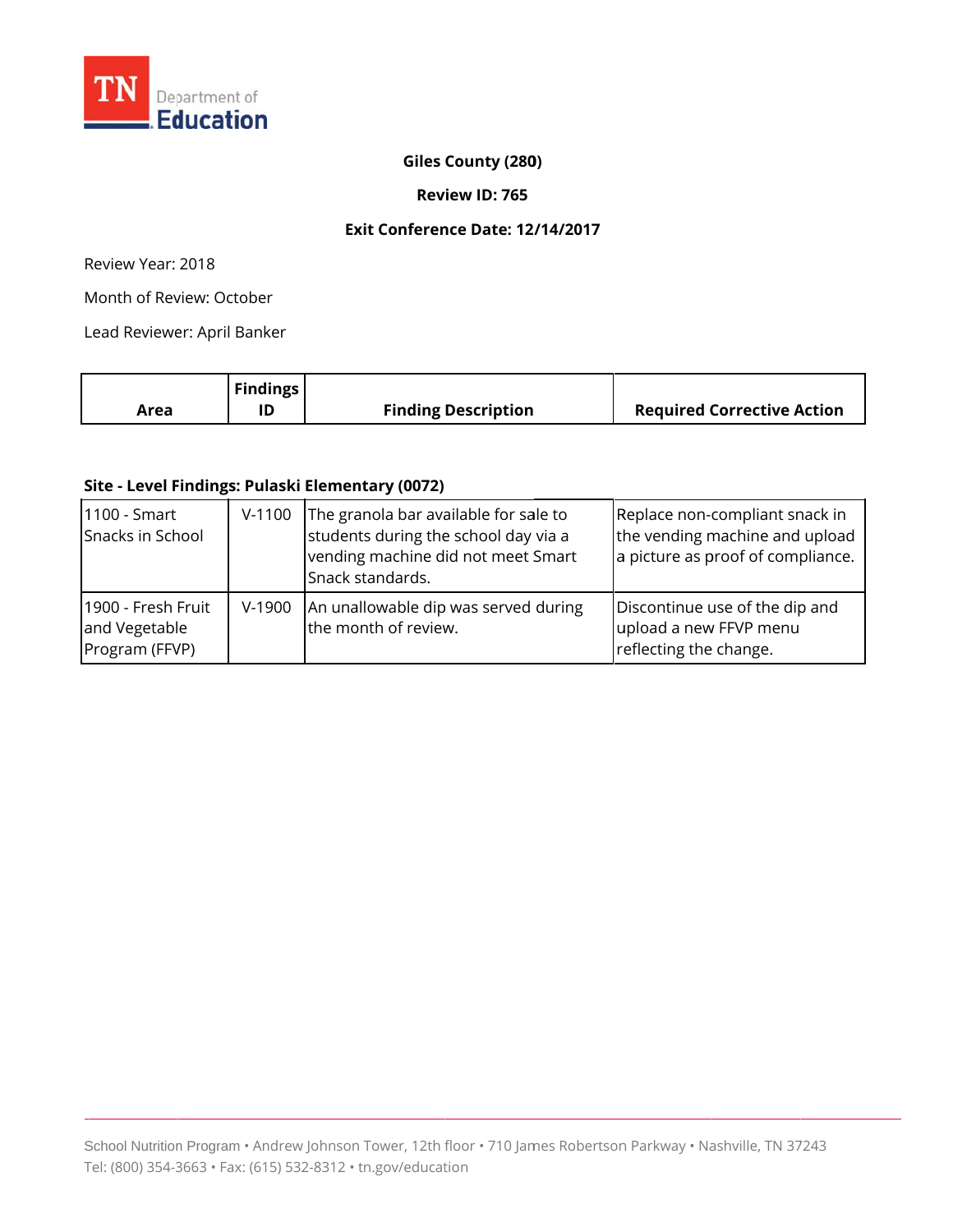**Giles County (280)**

**Review ID: 765**

**Exit Conference Date: 12/14/2017**

Review Year: 2018

Month of Review: October

Lead Reviewer: April Banker

| Area | Findings ID | Finding Description | Required Corrective Action |
|---|---|---|---|

**Site - Level Findings: Pulaski Elementary (0072)**

| Area | Findings ID | Finding Description | Required Corrective Action |
|---|---|---|---|
| 1100 - Smart Snacks in School | V-1100 | The granola bar available for sale to students during the school day via a vending machine did not meet Smart Snack standards. | Replace non-compliant snack in the vending machine and upload a picture as proof of compliance. |
| 1900 - Fresh Fruit and Vegetable Program (FFVP) | V-1900 | An unallowable dip was served during the month of review. | Discontinue use of the dip and upload a new FFVP menu reflecting the change. |